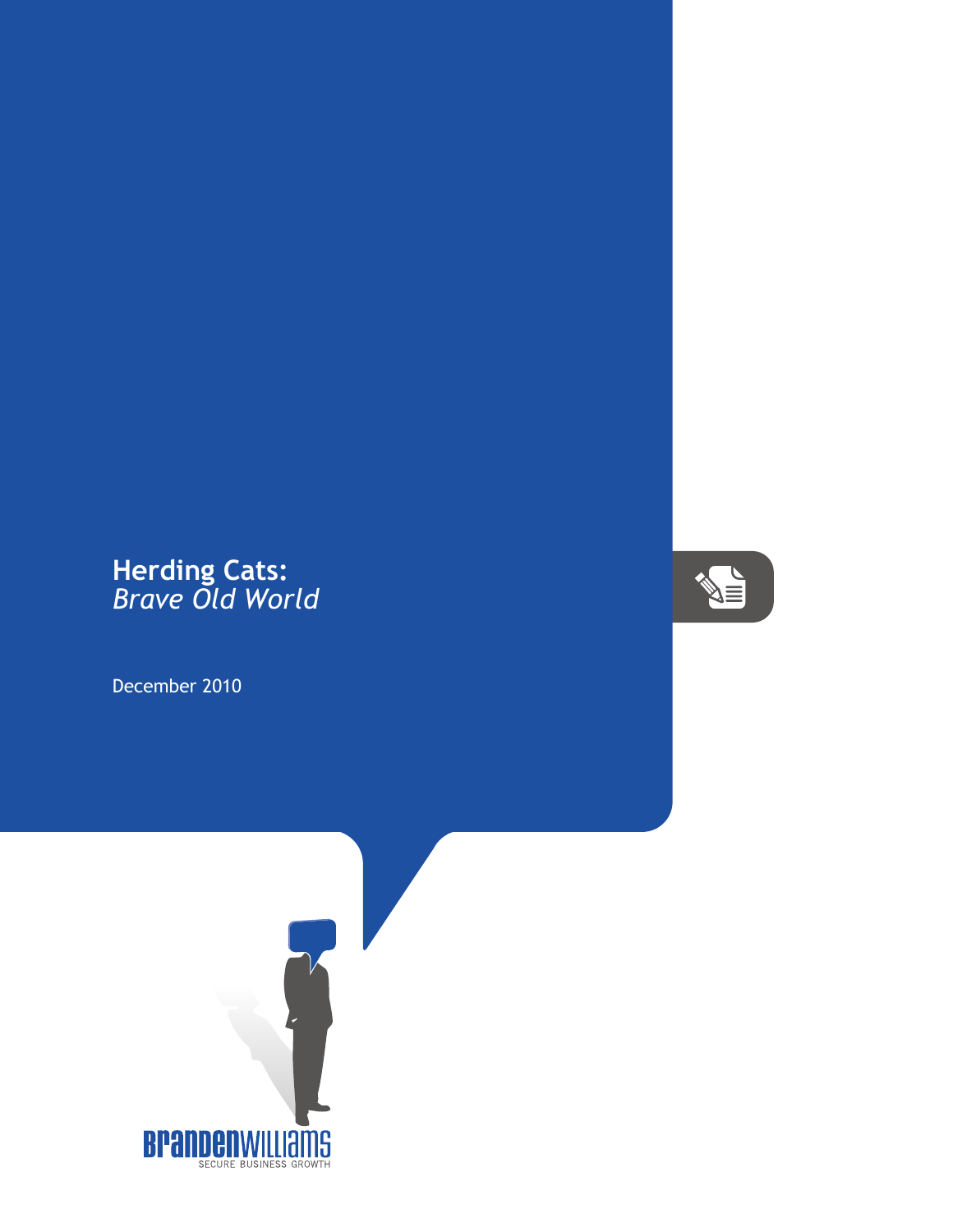# Herding Cats:
## *Brave Old World*

December 2010

BRANDENWILLIAMS
SECURE BUSINESS GROWTH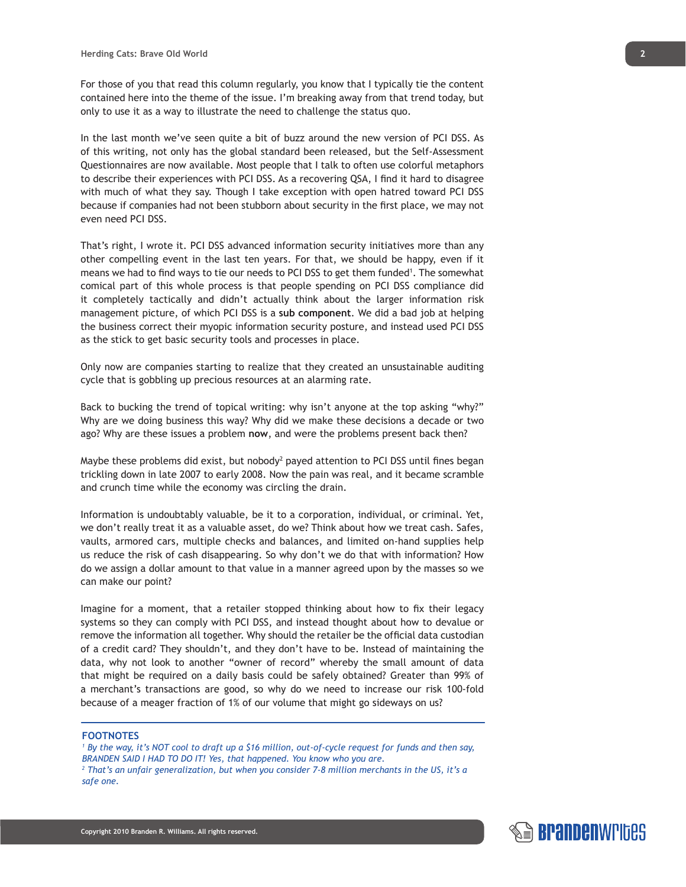For those of you that read this column regularly, you know that I typically tie the content contained here into the theme of the issue. I'm breaking away from that trend today, but only to use it as a way to illustrate the need to challenge the status quo.

In the last month we've seen quite a bit of buzz around the new version of PCI DSS. As of this writing, not only has the global standard been released, but the Self-Assessment Questionnaires are now available. Most people that I talk to often use colorful metaphors to describe their experiences with PCI DSS. As a recovering QSA, I find it hard to disagree with much of what they say. Though I take exception with open hatred toward PCI DSS because if companies had not been stubborn about security in the first place, we may not even need PCI DSS.

That's right, I wrote it. PCI DSS advanced information security initiatives more than any other compelling event in the last ten years. For that, we should be happy, even if it means we had to find ways to tie our needs to PCI DSS to get them funded[1]. The somewhat comical part of this whole process is that people spending on PCI DSS compliance did it completely tactically and didn't actually think about the larger information risk management picture, of which PCI DSS is a **sub component**. We did a bad job at helping the business correct their myopic information security posture, and instead used PCI DSS as the stick to get basic security tools and processes in place.

Only now are companies starting to realize that they created an unsustainable auditing cycle that is gobbling up precious resources at an alarming rate.

Back to bucking the trend of topical writing: why isn't anyone at the top asking "why?" Why are we doing business this way? Why did we make these decisions a decade or two ago? Why are these issues a problem **now**, and were the problems present back then?

Maybe these problems did exist, but nobody[2] payed attention to PCI DSS until fines began trickling down in late 2007 to early 2008. Now the pain was real, and it became scramble and crunch time while the economy was circling the drain.

Information is undoubtably valuable, be it to a corporation, individual, or criminal. Yet, we don't really treat it as a valuable asset, do we? Think about how we treat cash. Safes, vaults, armored cars, multiple checks and balances, and limited on-hand supplies help us reduce the risk of cash disappearing. So why don't we do that with information? How do we assign a dollar amount to that value in a manner agreed upon by the masses so we can make our point?

Imagine for a moment, that a retailer stopped thinking about how to fix their legacy systems so they can comply with PCI DSS, and instead thought about how to devalue or remove the information all together. Why should the retailer be the official data custodian of a credit card? They shouldn't, and they don't have to be. Instead of maintaining the data, why not look to another "owner of record" whereby the small amount of data that might be required on a daily basis could be safely obtained? Greater than 99% of a merchant's transactions are good, so why do we need to increase our risk 100-fold because of a meager fraction of 1% of our volume that might go sideways on us?

---

**FOOTNOTES**

[1] *By the way, it's NOT cool to draft up a $16 million, out-of-cycle request for funds and then say, BRANDEN SAID I HAD TO DO IT! Yes, that happened. You know who you are.*

[2] *That's an unfair generalization, but when you consider 7-8 million merchants in the US, it's a safe one.*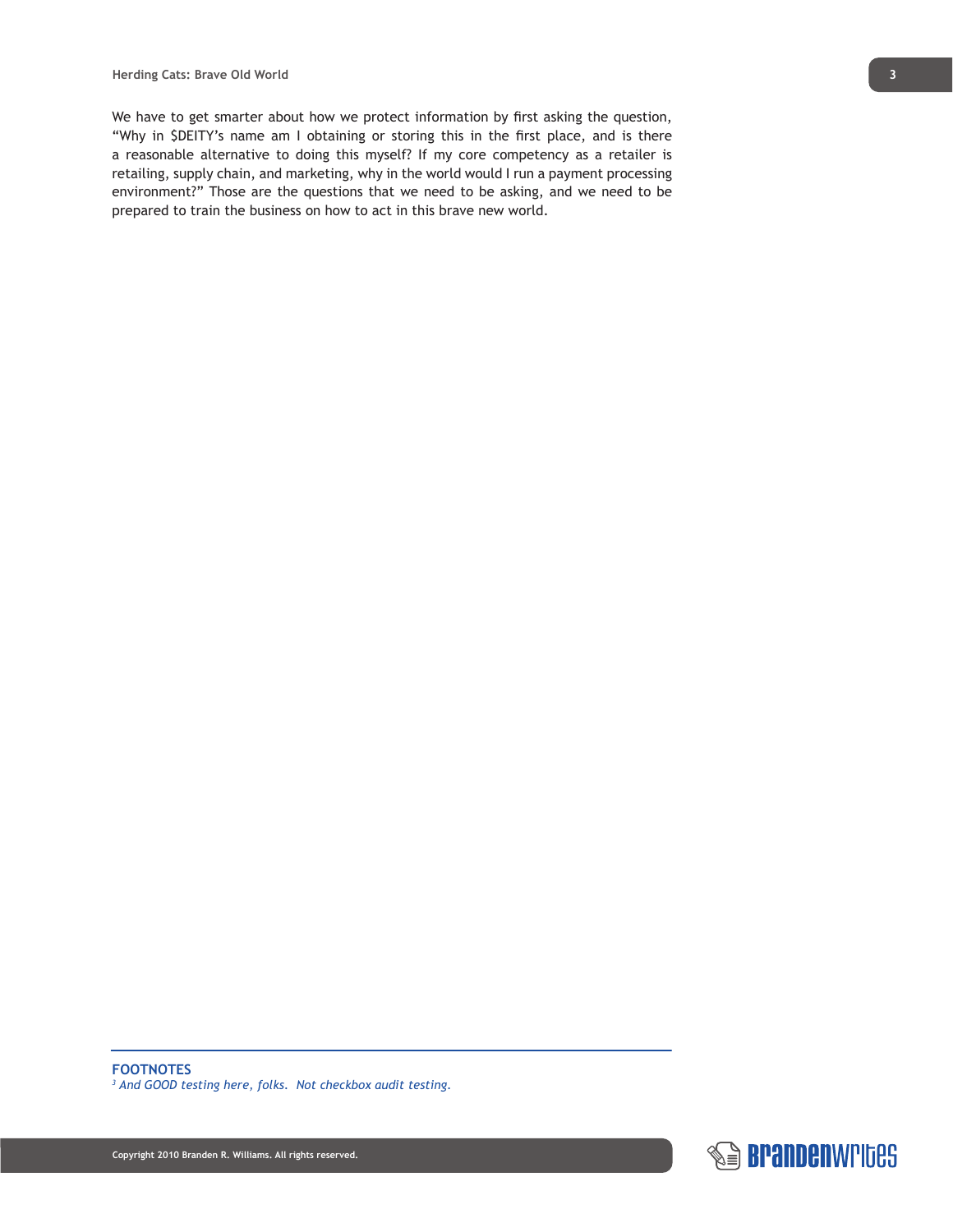We have to get smarter about how we protect information by first asking the question, "Why in $DEITY's name am I obtaining or storing this in the first place, and is there a reasonable alternative to doing this myself? If my core competency as a retailer is retailing, supply chain, and marketing, why in the world would I run a payment processing environment?" Those are the questions that we need to be asking, and we need to be prepared to train the business on how to act in this brave new world.

---

**FOOTNOTES**

[3] *And GOOD testing here, folks. Not checkbox audit testing.*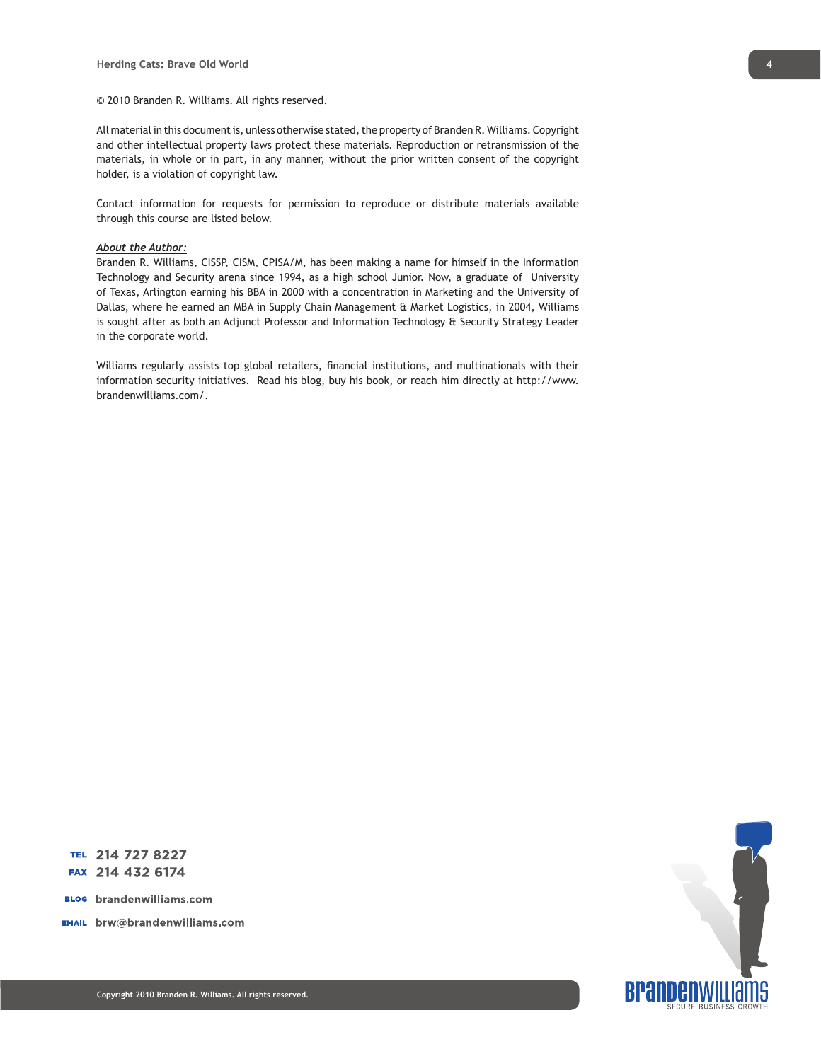© 2010 Branden R. Williams. All rights reserved.

All material in this document is, unless otherwise stated, the property of Branden R. Williams. Copyright and other intellectual property laws protect these materials. Reproduction or retransmission of the materials, in whole or in part, in any manner, without the prior written consent of the copyright holder, is a violation of copyright law.

Contact information for requests for permission to reproduce or distribute materials available through this course are listed below.

***About the Author:***

Branden R. Williams, CISSP, CISM, CPISA/M, has been making a name for himself in the Information Technology and Security arena since 1994, as a high school Junior. Now, a graduate of University of Texas, Arlington earning his BBA in 2000 with a concentration in Marketing and the University of Dallas, where he earned an MBA in Supply Chain Management & Market Logistics, in 2004, Williams is sought after as both an Adjunct Professor and Information Technology & Security Strategy Leader in the corporate world.

Williams regularly assists top global retailers, financial institutions, and multinationals with their information security initiatives. Read his blog, buy his book, or reach him directly at http://www.brandenwilliams.com/.

**TEL** 214 727 8227
**FAX** 214 432 6174

**BLOG** brandenwilliams.com

**EMAIL** brw@brandenwilliams.com

BrandenWilliams
SECURE BUSINESS GROWTH